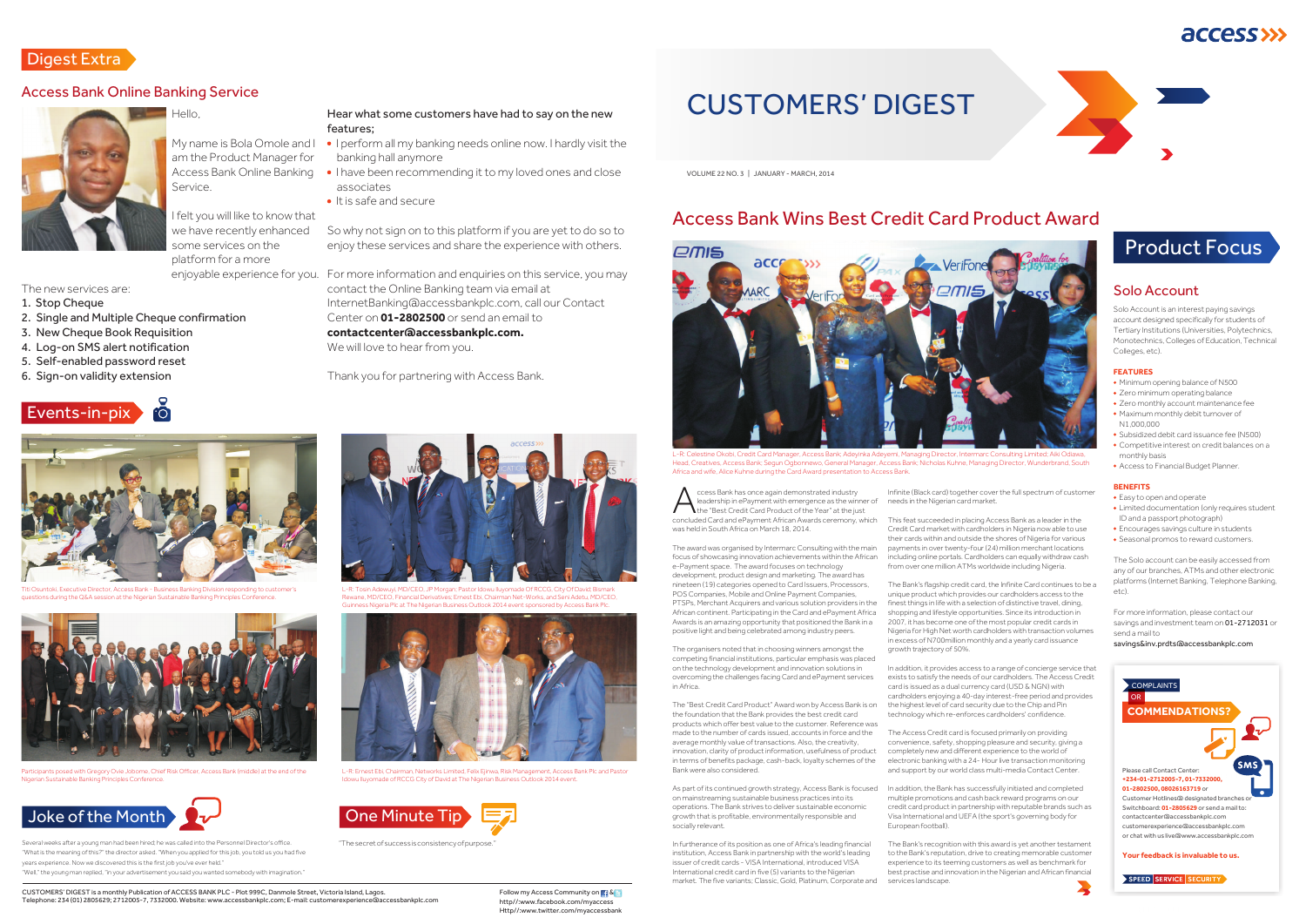# CUSTOMERS' DIGEST

VOLUME 22 NO. 3 | JANUARY - MARCH, 2014

## Digest Extra

### Access Bank Online Banking Service

Hello,

My name is Bola Omole and I am the Product Manager for Access Bank Online Banking Service.

I felt you will like to know that we have recently enhanced some services on the platform for a more enjoyable experience for you.

The new services are:

1. Stop Cheque
2. Single and Multiple Cheque confirmation
3. New Cheque Book Requisition
4. Log-on SMS alert notification
5. Self-enabled password reset
6. Sign-on validity extension

**Hear what some customers have had to say on the new features;**

- I perform all my banking needs online now. I hardly visit the banking hall anymore
- I have been recommending it to my loved ones and close associates
- It is safe and secure

So why not sign on to this platform if you are yet to do so to enjoy these services and share the experience with others.

For more information and enquiries on this service, you may contact the Online Banking team via email at InternetBanking@accessbankplc.com, call our Contact Center on **01-2802500** or send an email to **contactcenter@accessbankplc.com.**

We will love to hear from you.

Thank you for partnering with Access Bank.

## Events-in-pix

Titi Osuntoki, Executive Director, Access Bank - Business Banking Division responding to customer's questions during the Q&A session at the Nigerian Sustainable Banking Principles Conference.

L-R: Tosin Adewuyi, MD/CEO, JP Morgan; Pastor Idowu Iluyomade Of RCCG, City Of David; Bismark Rewane, MD/CEO, Financial Derivatives; Ernest Ebi, Chairman Net-Works; and Seni Adetu, MD/CEO, Guinness Nigeria Plc at The Nigerian Business Outlook 2014 event sponsored by Access Bank Plc.

Participants posed with Gregory Ovie Jobome, Chief Risk Officer, Access Bank (middle) at the end of the Nigerian Sustainable Banking Principles Conference.

L-R: Ernest Ebi, Chairman, Networks Limited; Felix Ejinwa, Risk Management, Access Bank Plc and Pastor Idowu Iluyomade of RCCG City of David at The Nigerian Business Outlook 2014 event.

## Joke of the Month

Several weeks after a young man had been hired, he was called into the Personnel Director's office. "What is the meaning of this?" the director asked. "When you applied for this job, you told us you had five years experience. Now we discovered this is the first job you've ever held." "Well," the young man replied, "in your advertisement you said you wanted somebody with imagination."

## One Minute Tip

"The secret of success is consistency of purpose."

## Access Bank Wins Best Credit Card Product Award

L-R: Celestine Okobi, Credit Card Manager, Access Bank; Adeyinka Adeyemi, Managing Director, Intermarc Consulting Limited; Aiki Odiawa, Head, Creatives, Access Bank; Segun Ogbonnewo, General Manager, Access Bank; Nicholas Kuhne, Managing Director, Wunderbrand, South Africa and wife, Alice Kuhne during the Card Award presentation to Access Bank.

Access Bank has once again demonstrated industry leadership in ePayment with emergence as the winner of the "Best Credit Card Product of the Year" at the just concluded Card and ePayment African Awards ceremony, which was held in South Africa on March 18, 2014.

The award was organised by Intermarc Consulting with the main focus of showcasing innovation achievements within the African e-Payment space. The award focuses on technology development, product design and marketing. The award has nineteen (19) categories opened to Card Issuers, Processors, POS Companies, Mobile and Online Payment Companies, PTSPs, Merchant Acquirers and various solution providers in the African continent. Participating in the Card and ePayment Africa Awards is an amazing opportunity that positioned the Bank in a positive light and being celebrated among industry peers.

The organisers noted that in choosing winners amongst the competing financial institutions, particular emphasis was placed on the technology development and innovation solutions in overcoming the challenges facing Card and ePayment services in Africa.

The "Best Credit Card Product" Award won by Access Bank is on the foundation that the Bank provides the best credit card products which offer best value to the customer. Reference was made to the number of cards issued, accounts in force and the average monthly value of transactions. Also, the creativity, innovation, clarity of product information, usefulness of product in terms of benefits package, cash-back, loyalty schemes of the Bank were also considered.

As part of its continued growth strategy, Access Bank is focused on mainstreaming sustainable business practices into its operations. The Bank strives to deliver sustainable economic growth that is profitable, environmentally responsible and socially relevant.

In furtherance of its position as one of Africa's leading financial institution, Access Bank in partnership with the world's leading issuer of credit cards - VISA International, introduced VISA International credit card in five (5) variants to the Nigerian market. The five variants: Classic, Gold, Platinum, Corporate and Infinite (Black card) together cover the full spectrum of customer needs in the Nigerian card market.

This feat succeeded in placing Access Bank as a leader in the Credit Card market with cardholders in Nigeria now able to use their cards within and outside the shores of Nigeria for various payments in over twenty-four (24) million merchant locations including online portals. Cardholders can equally withdraw cash from over one million ATMs worldwide including Nigeria.

The Bank's flagship credit card, the Infinite Card continues to be a unique product which provides our cardholders access to the finest things in life with a selection of distinctive travel, dining, shopping and lifestyle opportunities. Since its introduction in 2007, it has become one of the most popular credit cards in Nigeria for High Net worth cardholders with transaction volumes in excess of N700million monthly and a yearly card issuance growth trajectory of 50%.

In addition, it provides access to a range of concierge service that exists to satisfy the needs of our cardholders. The Access Credit card is issued as a dual currency card (USD & NGN) with cardholders enjoying a 40-day interest-free period and provides the highest level of card security due to the Chip and Pin technology which re-enforces cardholders' confidence.

The Access Credit card is focused primarily on providing convenience, safety, shopping pleasure and security, giving a completely new and different experience to the world of electronic banking with a 24- Hour live transaction monitoring and support by our world class multi-media Contact Center.

In addition, the Bank has successfully initiated and completed multiple promotions and cash back reward programs on our credit card product in partnership with reputable brands such as Visa International and UEFA (the sport's governing body for European football).

The Bank's recognition with this award is yet another testament to the Bank's reputation, drive to creating memorable customer experience to its teeming customers as well as benchmark for best practise and innovation in the Nigerian and African financial services landscape.

## Product Focus

### Solo Account

Solo Account is an interest paying savings account designed specifically for students of Tertiary Institutions (Universities, Polytechnics, Monotechnics, Colleges of Education, Technical Colleges, etc).

**FEATURES**

- Minimum opening balance of N500
- Zero minimum operating balance
- Zero monthly account maintenance fee
- Maximum monthly debit turnover of N1,000,000
- Subsidized debit card issuance fee (N500)
- Competitive interest on credit balances on a monthly basis
- Access to Financial Budget Planner.

**BENEFITS**

- Easy to open and operate
- Limited documentation (only requires student ID and a passport photograph)
- Encourages savings culture in students
- Seasonal promos to reward customers.

The Solo account can be easily accessed from any of our branches, ATMs and other electronic platforms (Internet Banking, Telephone Banking, etc).

For more information, please contact our savings and investment team on **01-2712031** or send a mail to **savings&inv.prdts@accessbankplc.com**

### COMPLAINTS OR COMMENDATIONS?

Please call Contact Center: **+234-01-2712005-7, 01-7332000, 01-2802500, 08026163719** or Customer Hotlines@ designated branches or Switchboard: **01-2805629** or send a mail to: contactcenter@accessbankplc.com customerexperience@accessbankplc.com or chat with us live@www.accessbankplc.com

**Your feedback is invaluable to us.**

SPEED | SERVICE | SECURITY

CUSTOMERS' DIGEST is a monthly Publication of ACCESS BANK PLC - Plot 999C, Danmole Street, Victoria Island, Lagos. Telephone: 234 (01) 2805629; 2712005-7, 7332000. Website: www.accessbankplc.com; E-mail: customerexperience@accessbankplc.com

Follow my Access Community on http://www.facebook.com/myaccess Http//:www.twitter.com/myaccessbank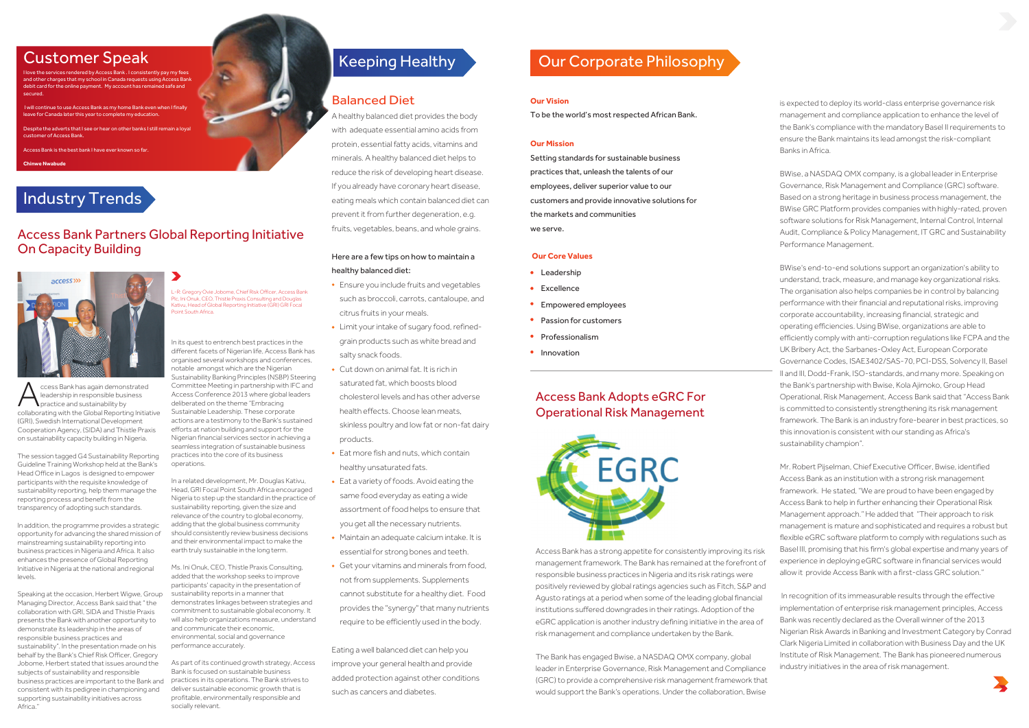## Customer Speak

I love the services rendered by Access Bank . I consistently pay my fees and other charges that my school in Canada requests using Access Bank debit card for the online payment. My account has remained safe and secured.

I will continue to use Access Bank as my home Bank even when I finally leave for Canada later this year to complete my education.

Despite the adverts that I see or hear on other banks I still remain a loyal customer of Access Bank.

Access Bank is the best bank I have ever known so far.

**Chinwe Nwabude**

## Industry Trends

### Access Bank Partners Global Reporting Initiative On Capacity Building

L-R: Gregory Ovie Jobome, Chief Risk Officer, Access Bank Plc, Irs Onuk, CEO, Thistle Praxis Consulting and Douglas Kativu, Head of Global Reporting Initiative (GRI) GRI Focal Point South Africa.

Access Bank has again demonstrated leadership in responsible business practice and sustainability by collaborating with the Global Reporting Initiative (GRI), Swedish International Development Cooperation Agency, (SIDA) and Thistle Praxis on sustainability capacity building in Nigeria.

The session tagged G4 Sustainability Reporting Guideline Training Workshop held at the Bank's Head Office in Lagos is designed to empower participants with the requisite knowledge of sustainability reporting, help them manage the reporting process and benefit from the transparency of adopting such standards.

In addition, the programme provides a strategic opportunity for advancing the shared mission of mainstreaming sustainability reporting into business practices in Nigeria and Africa. It also enhances the presence of Global Reporting Initiative in Nigeria at the national and regional levels.

Speaking at the occasion, Herbert Wigwe, Group Managing Director, Access Bank said that " the collaboration with GRI, SIDA and Thistle Praxis presents the Bank with another opportunity to demonstrate its leadership in the areas of responsible business practices and sustainability". In the presentation made on his behalf by the Bank's Chief Risk Officer, Gregory Jobome, Herbert stated that issues around the subjects of sustainability and responsible business practices are important to the Bank and consistent with its pedigree in championing and supporting sustainability initiatives across Africa."

In its quest to entrench best practices in the different facets of Nigerian life, Access Bank has organised several workshops and conferences, notable amongst which are the Nigerian Sustainability Banking Principles (NSBP) Steering Committee Meeting in partnership with IFC and Access Conference 2013 where global leaders deliberated on the theme "Embracing Sustainable Leadership. These corporate actions are a testimony to the Bank's sustained efforts at nation building and support for the Nigerian financial services sector in achieving a seamless integration of sustainable business practices into the core of its business operations.

In a related development, Mr. Douglas Kativu, Head, GRI Focal Point South Africa encouraged Nigeria to step up the standard in the practice of sustainability reporting, given the size and relevance of the country to global economy, adding that the global business community should consistently review business decisions and their environmental impact to make the earth truly sustainable in the long term.

Ms. Irii Onuk, CEO, Thistle Praxis Consulting, added that the workshop seeks to improve participants' capacity in the presentation of sustainability reports in a manner that demonstrates linkages between strategies and commitment to sustainable global economy. It will also help organizations measure, understand and communicate their economic, environmental, social and governance performance accurately.

As part of its continued growth strategy, Access Bank is focused on sustainable business practices in its operations. The Bank strives to deliver sustainable economic growth that is profitable, environmentally responsible and socially relevant.

## Keeping Healthy

### Balanced Diet

A healthy balanced diet provides the body with adequate essential amino acids from protein, essential fatty acids, vitamins and minerals. A healthy balanced diet helps to reduce the risk of developing heart disease. If you already have coronary heart disease, eating meals which contain balanced diet can prevent it from further degeneration, e.g. fruits, vegetables, beans, and whole grains.

Here are a few tips on how to maintain a healthy balanced diet:

- Ensure you include fruits and vegetables such as broccoli, carrots, cantaloupe, and citrus fruits in your meals.
- Limit your intake of sugary food, refined-grain products such as white bread and salty snack foods.
- Cut down on animal fat. It is rich in saturated fat, which boosts blood cholesterol levels and has other adverse health effects. Choose lean meats, skinless poultry and low fat or non-fat dairy products.
- Eat more fish and nuts, which contain healthy unsaturated fats.
- Eat a variety of foods. Avoid eating the same food everyday as eating a wide assortment of food helps to ensure that you get all the necessary nutrients.
- Maintain an adequate calcium intake. It is essential for strong bones and teeth.
- Get your vitamins and minerals from food, not from supplements. Supplements cannot substitute for a healthy diet. Food provides the "synergy" that many nutrients require to be efficiently used in the body.

Eating a well balanced diet can help you improve your general health and provide added protection against other conditions such as cancers and diabetes.

## Our Corporate Philosophy

**Our Vision**

To be the world's most respected African Bank.

**Our Mission**

Setting standards for sustainable business practices that, unleash the talents of our employees, deliver superior value to our customers and provide innovative solutions for the markets and communities we serve.

**Our Core Values**

- Leadership
- Excellence
- Empowered employees
- Passion for customers
- Professionalism
- Innovation

### Access Bank Adopts eGRC For Operational Risk Management

Access Bank has a strong appetite for consistently improving its risk management framework. The Bank has remained at the forefront of responsible business practices in Nigeria and its risk ratings were positively reviewed by global ratings agencies such as Fitch, S&P and Agusto ratings at a period when some of the leading global financial institutions suffered downgrades in their ratings. Adoption of the eGRC application is another industry defining initiative in the area of risk management and compliance undertaken by the Bank.

The Bank has engaged Bwise, a NASDAQ OMX company, global leader in Enterprise Governance, Risk Management and Compliance (GRC) to provide a comprehensive risk management framework that would support the Bank's operations. Under the collaboration, Bwise is expected to deploy its world-class enterprise governance risk management and compliance application to enhance the level of the Bank's compliance with the mandatory Basel II requirements to ensure the Bank maintains its lead amongst the risk-compliant Banks in Africa.

BWise, a NASDAQ OMX company, is a global leader in Enterprise Governance, Risk Management and Compliance (GRC) software. Based on a strong heritage in business process management, the BWise GRC Platform provides companies with highly-rated, proven software solutions for Risk Management, Internal Control, Internal Audit, Compliance & Policy Management, IT GRC and Sustainability Performance Management.

BWise's end-to-end solutions support an organization's ability to understand, track, measure, and manage key organizational risks. The organisation also helps companies be in control by balancing performance with their financial and reputational risks, improving corporate accountability, increasing financial, strategic and operating efficiencies. Using BWise, organizations are able to efficiently comply with anti-corruption regulations like FCPA and the UK Bribery Act, the Sarbanes-Oxley Act, European Corporate Governance Codes, ISAE3402/SAS-70, PCI-DSS, Solvency II, Basel II and III, Dodd-Frank, ISO-standards, and many more. Speaking on the Bank's partnership with Bwise, Kola Ajimoko, Group Head Operational, Risk Management, Access Bank said that "Access Bank is committed to consistently strengthening its risk management framework. The Bank is an industry fore-bearer in best practices, so this innovation is consistent with our standing as Africa's sustainability champion".

Mr. Robert Pijselman, Chief Executive Officer, Bwise, identified Access Bank as an institution with a strong risk management framework. He stated, "We are proud to have been engaged by Access Bank to help in further enhancing their Operational Risk Management approach." He added that "Their approach to risk management is mature and sophisticated and requires a robust but flexible eGRC software platform to comply with regulations such as Basel III, promising that his firm's global expertise and many years of experience in deploying eGRC software in financial services would allow it provide Access Bank with a first-class GRC solution."

In recognition of its immeasurable results through the effective implementation of enterprise risk management principles, Access Bank was recently declared as the Overall winner of the 2013 Nigerian Risk Awards in Banking and Investment Category by Conrad Clark Nigeria Limited in collaboration with Business Day and the UK Institute of Risk Management. The Bank has pioneered numerous industry initiatives in the area of risk management.